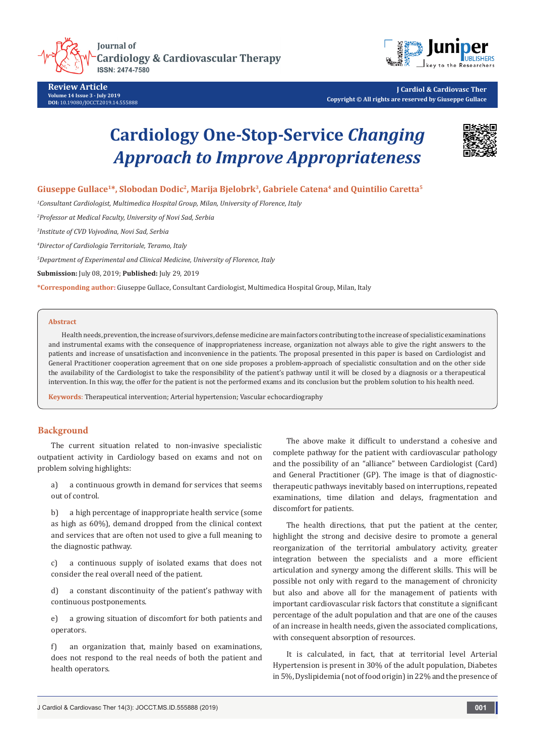# Cardiology One-Stop-Service *Changing Approach to Improve Appropriateness*

**Giuseppe Gullace[1]*, Slobodan Dodic[2], Marija Bjelobrk[3], Gabriele Catena[4] and Quintilio Caretta[5]**

[1]*Consultant Cardiologist, Multimedica Hospital Group, Milan, University of Florence, Italy*

[2]*Professor at Medical Faculty, University of Novi Sad, Serbia*

[3]*Institute of CVD Vojvodina, Novi Sad, Serbia*

[4]*Director of Cardiologia Territoriale, Teramo, Italy*

[5]*Department of Experimental and Clinical Medicine, University of Florence, Italy*

**Submission:** July 08, 2019; **Published:** July 29, 2019

***Corresponding author:** Giuseppe Gullace, Consultant Cardiologist, Multimedica Hospital Group, Milan, Italy

## Abstract

Health needs, prevention, the increase of survivors, defense medicine are main factors contributing to the increase of specialistic examinations and instrumental exams with the consequence of inappropriateness increase, organization not always able to give the right answers to the patients and increase of unsatisfaction and inconvenience in the patients. The proposal presented in this paper is based on Cardiologist and General Practitioner cooperation agreement that on one side proposes a problem-approach of specialistic consultation and on the other side the availability of the Cardiologist to take the responsibility of the patient's pathway until it will be closed by a diagnosis or a therapeutical intervention. In this way, the offer for the patient is not the performed exams and its conclusion but the problem solution to his health need.

**Keywords**: Therapeutical intervention; Arterial hypertension; Vascular echocardiography

## Background

The current situation related to non-invasive specialistic outpatient activity in Cardiology based on exams and not on problem solving highlights:

a) a continuous growth in demand for services that seems out of control.

b) a high percentage of inappropriate health service (some as high as 60%), demand dropped from the clinical context and services that are often not used to give a full meaning to the diagnostic pathway.

c) a continuous supply of isolated exams that does not consider the real overall need of the patient.

d) a constant discontinuity of the patient's pathway with continuous postponements.

e) a growing situation of discomfort for both patients and operators.

f) an organization that, mainly based on examinations, does not respond to the real needs of both the patient and health operators.

The above make it difficult to understand a cohesive and complete pathway for the patient with cardiovascular pathology and the possibility of an "alliance" between Cardiologist (Card) and General Practitioner (GP). The image is that of diagnostic-therapeutic pathways inevitably based on interruptions, repeated examinations, time dilation and delays, fragmentation and discomfort for patients.

The health directions, that put the patient at the center, highlight the strong and decisive desire to promote a general reorganization of the territorial ambulatory activity, greater integration between the specialists and a more efficient articulation and synergy among the different skills. This will be possible not only with regard to the management of chronicity but also and above all for the management of patients with important cardiovascular risk factors that constitute a significant percentage of the adult population and that are one of the causes of an increase in health needs, given the associated complications, with consequent absorption of resources.

It is calculated, in fact, that at territorial level Arterial Hypertension is present in 30% of the adult population, Diabetes in 5%, Dyslipidemia (not of food origin) in 22% and the presence of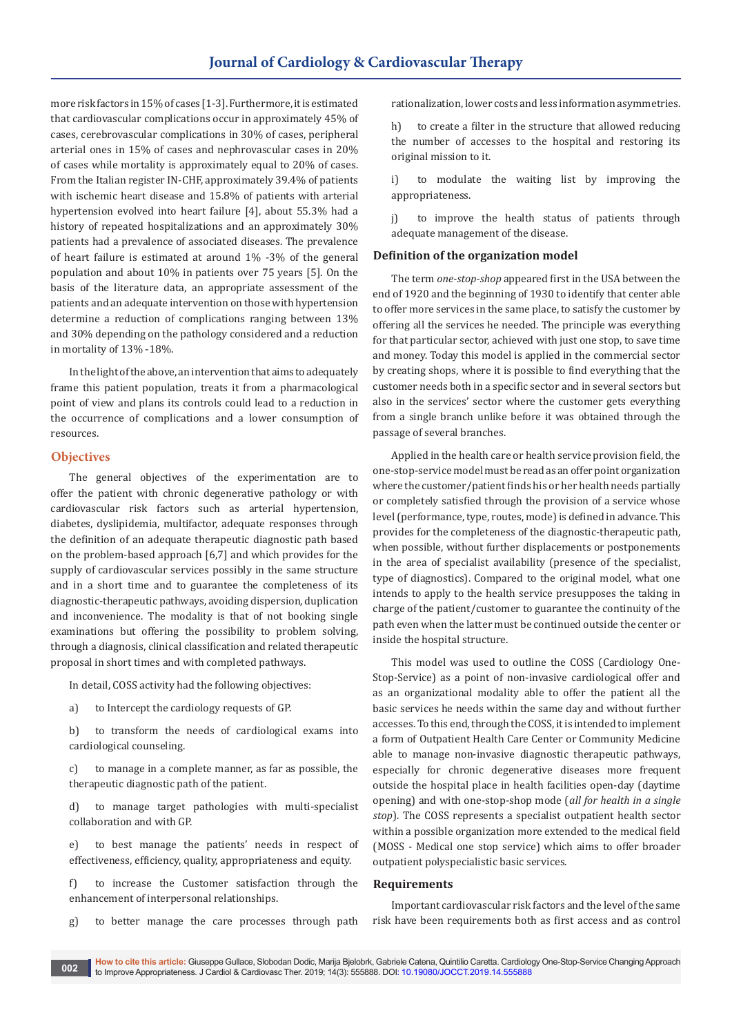more risk factors in 15% of cases [1-3]. Furthermore, it is estimated that cardiovascular complications occur in approximately 45% of cases, cerebrovascular complications in 30% of cases, peripheral arterial ones in 15% of cases and nephrovascular cases in 20% of cases while mortality is approximately equal to 20% of cases. From the Italian register IN-CHF, approximately 39.4% of patients with ischemic heart disease and 15.8% of patients with arterial hypertension evolved into heart failure [4], about 55.3% had a history of repeated hospitalizations and an approximately 30% patients had a prevalence of associated diseases. The prevalence of heart failure is estimated at around 1% -3% of the general population and about 10% in patients over 75 years [5]. On the basis of the literature data, an appropriate assessment of the patients and an adequate intervention on those with hypertension determine a reduction of complications ranging between 13% and 30% depending on the pathology considered and a reduction in mortality of 13% -18%.

In the light of the above, an intervention that aims to adequately frame this patient population, treats it from a pharmacological point of view and plans its controls could lead to a reduction in the occurrence of complications and a lower consumption of resources.

## Objectives

The general objectives of the experimentation are to offer the patient with chronic degenerative pathology or with cardiovascular risk factors such as arterial hypertension, diabetes, dyslipidemia, multifactor, adequate responses through the definition of an adequate therapeutic diagnostic path based on the problem-based approach [6,7] and which provides for the supply of cardiovascular services possibly in the same structure and in a short time and to guarantee the completeness of its diagnostic-therapeutic pathways, avoiding dispersion, duplication and inconvenience. The modality is that of not booking single examinations but offering the possibility to problem solving, through a diagnosis, clinical classification and related therapeutic proposal in short times and with completed pathways.

In detail, COSS activity had the following objectives:

a) to Intercept the cardiology requests of GP.

b) to transform the needs of cardiological exams into cardiological counseling.

c) to manage in a complete manner, as far as possible, the therapeutic diagnostic path of the patient.

d) to manage target pathologies with multi-specialist collaboration and with GP.

e) to best manage the patients' needs in respect of effectiveness, efficiency, quality, appropriateness and equity.

f) to increase the Customer satisfaction through the enhancement of interpersonal relationships.

g) to better manage the care processes through path rationalization, lower costs and less information asymmetries.

h) to create a filter in the structure that allowed reducing the number of accesses to the hospital and restoring its original mission to it.

i) to modulate the waiting list by improving the appropriateness.

j) to improve the health status of patients through adequate management of the disease.

### Definition of the organization model

The term *one-stop-shop* appeared first in the USA between the end of 1920 and the beginning of 1930 to identify that center able to offer more services in the same place, to satisfy the customer by offering all the services he needed. The principle was everything for that particular sector, achieved with just one stop, to save time and money. Today this model is applied in the commercial sector by creating shops, where it is possible to find everything that the customer needs both in a specific sector and in several sectors but also in the services' sector where the customer gets everything from a single branch unlike before it was obtained through the passage of several branches.

Applied in the health care or health service provision field, the one-stop-service model must be read as an offer point organization where the customer/patient finds his or her health needs partially or completely satisfied through the provision of a service whose level (performance, type, routes, mode) is defined in advance. This provides for the completeness of the diagnostic-therapeutic path, when possible, without further displacements or postponements in the area of specialist availability (presence of the specialist, type of diagnostics). Compared to the original model, what one intends to apply to the health service presupposes the taking in charge of the patient/customer to guarantee the continuity of the path even when the latter must be continued outside the center or inside the hospital structure.

This model was used to outline the COSS (Cardiology One-Stop-Service) as a point of non-invasive cardiological offer and as an organizational modality able to offer the patient all the basic services he needs within the same day and without further accesses. To this end, through the COSS, it is intended to implement a form of Outpatient Health Care Center or Community Medicine able to manage non-invasive diagnostic therapeutic pathways, especially for chronic degenerative diseases more frequent outside the hospital place in health facilities open-day (daytime opening) and with one-stop-shop mode (*all for health in a single stop*). The COSS represents a specialist outpatient health sector within a possible organization more extended to the medical field (MOSS - Medical one stop service) which aims to offer broader outpatient polyspecialistic basic services.

### Requirements

Important cardiovascular risk factors and the level of the same risk have been requirements both as first access and as control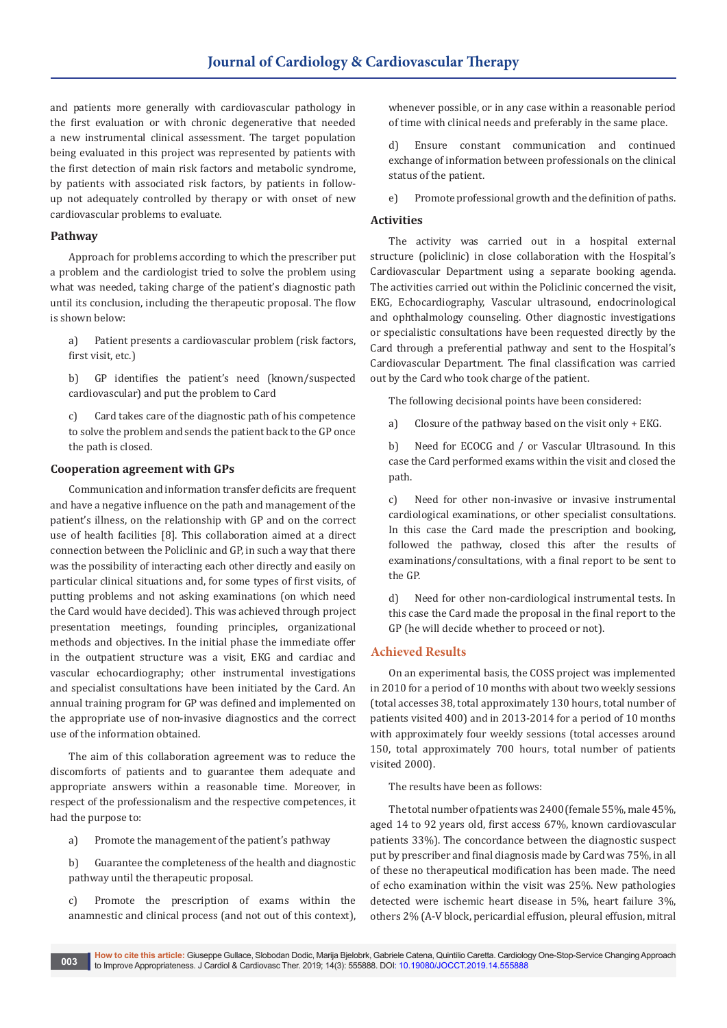and patients more generally with cardiovascular pathology in the first evaluation or with chronic degenerative that needed a new instrumental clinical assessment. The target population being evaluated in this project was represented by patients with the first detection of main risk factors and metabolic syndrome, by patients with associated risk factors, by patients in follow-up not adequately controlled by therapy or with onset of new cardiovascular problems to evaluate.

### Pathway

Approach for problems according to which the prescriber put a problem and the cardiologist tried to solve the problem using what was needed, taking charge of the patient's diagnostic path until its conclusion, including the therapeutic proposal. The flow is shown below:

a) Patient presents a cardiovascular problem (risk factors, first visit, etc.)

b) GP identifies the patient's need (known/suspected cardiovascular) and put the problem to Card

c) Card takes care of the diagnostic path of his competence to solve the problem and sends the patient back to the GP once the path is closed.

### Cooperation agreement with GPs

Communication and information transfer deficits are frequent and have a negative influence on the path and management of the patient's illness, on the relationship with GP and on the correct use of health facilities [8]. This collaboration aimed at a direct connection between the Policlinic and GP, in such a way that there was the possibility of interacting each other directly and easily on particular clinical situations and, for some types of first visits, of putting problems and not asking examinations (on which need the Card would have decided). This was achieved through project presentation meetings, founding principles, organizational methods and objectives. In the initial phase the immediate offer in the outpatient structure was a visit, EKG and cardiac and vascular echocardiography; other instrumental investigations and specialist consultations have been initiated by the Card. An annual training program for GP was defined and implemented on the appropriate use of non-invasive diagnostics and the correct use of the information obtained.

The aim of this collaboration agreement was to reduce the discomforts of patients and to guarantee them adequate and appropriate answers within a reasonable time. Moreover, in respect of the professionalism and the respective competences, it had the purpose to:

a) Promote the management of the patient's pathway

b) Guarantee the completeness of the health and diagnostic pathway until the therapeutic proposal.

c) Promote the prescription of exams within the anamnestic and clinical process (and not out of this context), whenever possible, or in any case within a reasonable period of time with clinical needs and preferably in the same place.

d) Ensure constant communication and continued exchange of information between professionals on the clinical status of the patient.

e) Promote professional growth and the definition of paths.

### Activities

The activity was carried out in a hospital external structure (policlinic) in close collaboration with the Hospital's Cardiovascular Department using a separate booking agenda. The activities carried out within the Policlinic concerned the visit, EKG, Echocardiography, Vascular ultrasound, endocrinological and ophthalmology counseling. Other diagnostic investigations or specialist consultations have been requested directly by the Card through a preferential pathway and sent to the Hospital's Cardiovascular Department. The final classification was carried out by the Card who took charge of the patient.

The following decisional points have been considered:

a) Closure of the pathway based on the visit only + EKG.

b) Need for ECOCG and / or Vascular Ultrasound. In this case the Card performed exams within the visit and closed the path.

c) Need for other non-invasive or invasive instrumental cardiological examinations, or other specialist consultations. In this case the Card made the prescription and booking, followed the pathway, closed this after the results of examinations/consultations, with a final report to be sent to the GP.

d) Need for other non-cardiological instrumental tests. In this case the Card made the proposal in the final report to the GP (he will decide whether to proceed or not).

## Achieved Results

On an experimental basis, the COSS project was implemented in 2010 for a period of 10 months with about two weekly sessions (total accesses 38, total approximately 130 hours, total number of patients visited 400) and in 2013-2014 for a period of 10 months with approximately four weekly sessions (total accesses around 150, total approximately 700 hours, total number of patients visited 2000).

The results have been as follows:

The total number of patients was 2400 (female 55%, male 45%, aged 14 to 92 years old, first access 67%, known cardiovascular patients 33%). The concordance between the diagnostic suspect put by prescriber and final diagnosis made by Card was 75%, in all of these no therapeutical modification has been made. The need of echo examination within the visit was 25%. New pathologies detected were ischemic heart disease in 5%, heart failure 3%, others 2% (A-V block, pericardial effusion, pleural effusion, mitral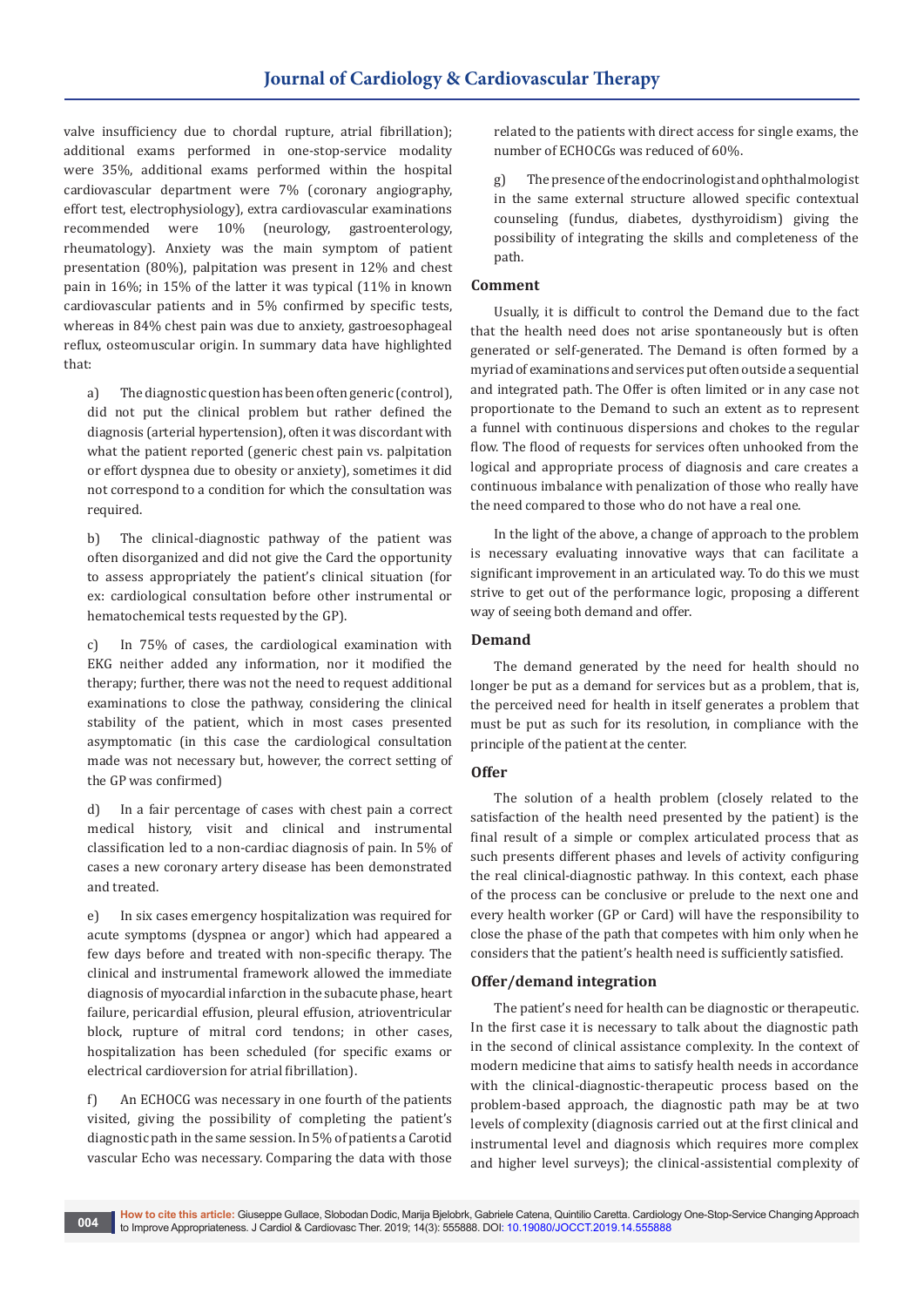valve insufficiency due to chordal rupture, atrial fibrillation); additional exams performed in one-stop-service modality were 35%, additional exams performed within the hospital cardiovascular department were 7% (coronary angiography, effort test, electrophysiology), extra cardiovascular examinations recommended were 10% (neurology, gastroenterology, rheumatology). Anxiety was the main symptom of patient presentation (80%), palpitation was present in 12% and chest pain in 16%; in 15% of the latter it was typical (11% in known cardiovascular patients and in 5% confirmed by specific tests, whereas in 84% chest pain was due to anxiety, gastroesophageal reflux, osteomuscular origin. In summary data have highlighted that:

a) The diagnostic question has been often generic (control), did not put the clinical problem but rather defined the diagnosis (arterial hypertension), often it was discordant with what the patient reported (generic chest pain vs. palpitation or effort dyspnea due to obesity or anxiety), sometimes it did not correspond to a condition for which the consultation was required.

b) The clinical-diagnostic pathway of the patient was often disorganized and did not give the Card the opportunity to assess appropriately the patient's clinical situation (for ex: cardiological consultation before other instrumental or hematochemical tests requested by the GP).

c) In 75% of cases, the cardiological examination with EKG neither added any information, nor it modified the therapy; further, there was not the need to request additional examinations to close the pathway, considering the clinical stability of the patient, which in most cases presented asymptomatic (in this case the cardiological consultation made was not necessary but, however, the correct setting of the GP was confirmed)

d) In a fair percentage of cases with chest pain a correct medical history, visit and clinical and instrumental classification led to a non-cardiac diagnosis of pain. In 5% of cases a new coronary artery disease has been demonstrated and treated.

e) In six cases emergency hospitalization was required for acute symptoms (dyspnea or angor) which had appeared a few days before and treated with non-specific therapy. The clinical and instrumental framework allowed the immediate diagnosis of myocardial infarction in the subacute phase, heart failure, pericardial effusion, pleural effusion, atrioventricular block, rupture of mitral cord tendons; in other cases, hospitalization has been scheduled (for specific exams or electrical cardioversion for atrial fibrillation).

f) An ECHOCG was necessary in one fourth of the patients visited, giving the possibility of completing the patient's diagnostic path in the same session. In 5% of patients a Carotid vascular Echo was necessary. Comparing the data with those related to the patients with direct access for single exams, the number of ECHOCGs was reduced of 60%.

g) The presence of the endocrinologist and ophthalmologist in the same external structure allowed specific contextual counseling (fundus, diabetes, dysthyroidism) giving the possibility of integrating the skills and completeness of the path.

## Comment

Usually, it is difficult to control the Demand due to the fact that the health need does not arise spontaneously but is often generated or self-generated. The Demand is often formed by a myriad of examinations and services put often outside a sequential and integrated path. The Offer is often limited or in any case not proportionate to the Demand to such an extent as to represent a funnel with continuous dispersions and chokes to the regular flow. The flood of requests for services often unhooked from the logical and appropriate process of diagnosis and care creates a continuous imbalance with penalization of those who really have the need compared to those who do not have a real one.

In the light of the above, a change of approach to the problem is necessary evaluating innovative ways that can facilitate a significant improvement in an articulated way. To do this we must strive to get out of the performance logic, proposing a different way of seeing both demand and offer.

## Demand

The demand generated by the need for health should no longer be put as a demand for services but as a problem, that is, the perceived need for health in itself generates a problem that must be put as such for its resolution, in compliance with the principle of the patient at the center.

## Offer

The solution of a health problem (closely related to the satisfaction of the health need presented by the patient) is the final result of a simple or complex articulated process that as such presents different phases and levels of activity configuring the real clinical-diagnostic pathway. In this context, each phase of the process can be conclusive or prelude to the next one and every health worker (GP or Card) will have the responsibility to close the phase of the path that competes with him only when he considers that the patient's health need is sufficiently satisfied.

## Offer/demand integration

The patient's need for health can be diagnostic or therapeutic. In the first case it is necessary to talk about the diagnostic path in the second of clinical assistance complexity. In the context of modern medicine that aims to satisfy health needs in accordance with the clinical-diagnostic-therapeutic process based on the problem-based approach, the diagnostic path may be at two levels of complexity (diagnosis carried out at the first clinical and instrumental level and diagnosis which requires more complex and higher level surveys); the clinical-assistential complexity of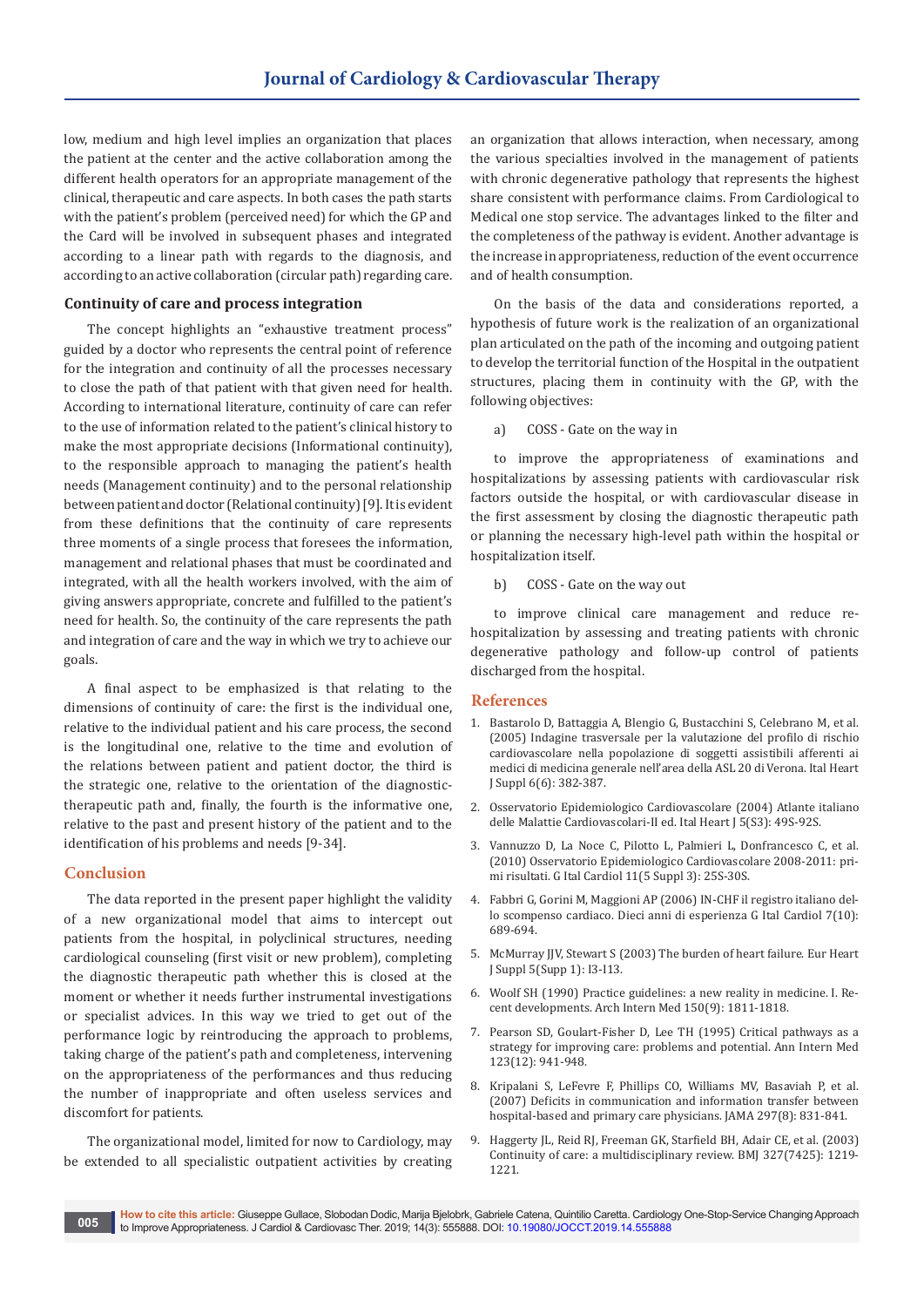low, medium and high level implies an organization that places the patient at the center and the active collaboration among the different health operators for an appropriate management of the clinical, therapeutic and care aspects. In both cases the path starts with the patient's problem (perceived need) for which the GP and the Card will be involved in subsequent phases and integrated according to a linear path with regards to the diagnosis, and according to an active collaboration (circular path) regarding care.

### Continuity of care and process integration

The concept highlights an "exhaustive treatment process" guided by a doctor who represents the central point of reference for the integration and continuity of all the processes necessary to close the path of that patient with that given need for health. According to international literature, continuity of care can refer to the use of information related to the patient's clinical history to make the most appropriate decisions (Informational continuity), to the responsible approach to managing the patient's health needs (Management continuity) and to the personal relationship between patient and doctor (Relational continuity) [9]. It is evident from these definitions that the continuity of care represents three moments of a single process that foresees the information, management and relational phases that must be coordinated and integrated, with all the health workers involved, with the aim of giving answers appropriate, concrete and fulfilled to the patient's need for health. So, the continuity of the care represents the path and integration of care and the way in which we try to achieve our goals.

A final aspect to be emphasized is that relating to the dimensions of continuity of care: the first is the individual one, relative to the individual patient and his care process, the second is the longitudinal one, relative to the time and evolution of the relations between patient and patient doctor, the third is the strategic one, relative to the orientation of the diagnostic-therapeutic path and, finally, the fourth is the informative one, relative to the past and present history of the patient and to the identification of his problems and needs [9-34].

## Conclusion

The data reported in the present paper highlight the validity of a new organizational model that aims to intercept out patients from the hospital, in polyclinical structures, needing cardiological counseling (first visit or new problem), completing the diagnostic therapeutic path whether this is closed at the moment or whether it needs further instrumental investigations or specialist advices. In this way we tried to get out of the performance logic by reintroducing the approach to problems, taking charge of the patient's path and completeness, intervening on the appropriateness of the performances and thus reducing the number of inappropriate and often useless services and discomfort for patients.

The organizational model, limited for now to Cardiology, may be extended to all specialistic outpatient activities by creating an organization that allows interaction, when necessary, among the various specialties involved in the management of patients with chronic degenerative pathology that represents the highest share consistent with performance claims. From Cardiological to Medical one stop service. The advantages linked to the filter and the completeness of the pathway is evident. Another advantage is the increase in appropriateness, reduction of the event occurrence and of health consumption.

On the basis of the data and considerations reported, a hypothesis of future work is the realization of an organizational plan articulated on the path of the incoming and outgoing patient to develop the territorial function of the Hospital in the outpatient structures, placing them in continuity with the GP, with the following objectives:

a) COSS - Gate on the way in

to improve the appropriateness of examinations and hospitalizations by assessing patients with cardiovascular risk factors outside the hospital, or with cardiovascular disease in the first assessment by closing the diagnostic therapeutic path or planning the necessary high-level path within the hospital or hospitalization itself.

b) COSS - Gate on the way out

to improve clinical care management and reduce re-hospitalization by assessing and treating patients with chronic degenerative pathology and follow-up control of patients discharged from the hospital.

## References

1. Bastarolo D, Battaggia A, Blengio G, Bustacchini S, Celebrano M, et al. (2005) Indagine trasversale per la valutazione del profilo di rischio cardiovascolare nella popolazione di soggetti assistibili afferenti ai medici di medicina generale nell'area della ASL 20 di Verona. Ital Heart J Suppl 6(6): 382-387.
2. Osservatorio Epidemiologico Cardiovascolare (2004) Atlante italiano delle Malattie Cardiovascolari-II ed. Ital Heart J 5(S3): 49S-92S.
3. Vannuzzo D, La Noce C, Pilotto L, Palmieri L, Donfrancesco C, et al. (2010) Osservatorio Epidemiologico Cardiovascolare 2008-2011: primi risultati. G Ital Cardiol 11(5 Suppl 3): 25S-30S.
4. Fabbri G, Gorini M, Maggioni AP (2006) IN-CHF il registro italiano dello scompenso cardiaco. Dieci anni di esperienza G Ital Cardiol 7(10): 689-694.
5. McMurray JJV, Stewart S (2003) The burden of heart failure. Eur Heart J Suppl 5(Supp 1): I3-I13.
6. Woolf SH (1990) Practice guidelines: a new reality in medicine. I. Recent developments. Arch Intern Med 150(9): 1811-1818.
7. Pearson SD, Goulart-Fisher D, Lee TH (1995) Critical pathways as a strategy for improving care: problems and potential. Ann Intern Med 123(12): 941-948.
8. Kripalani S, LeFevre F, Phillips CO, Williams MV, Basaviah P, et al. (2007) Deficits in communication and information transfer between hospital-based and primary care physicians. JAMA 297(8): 831-841.
9. Haggerty JL, Reid RJ, Freeman GK, Starfield BH, Adair CE, et al. (2003) Continuity of care: a multidisciplinary review. BMJ 327(7425): 1219-1221.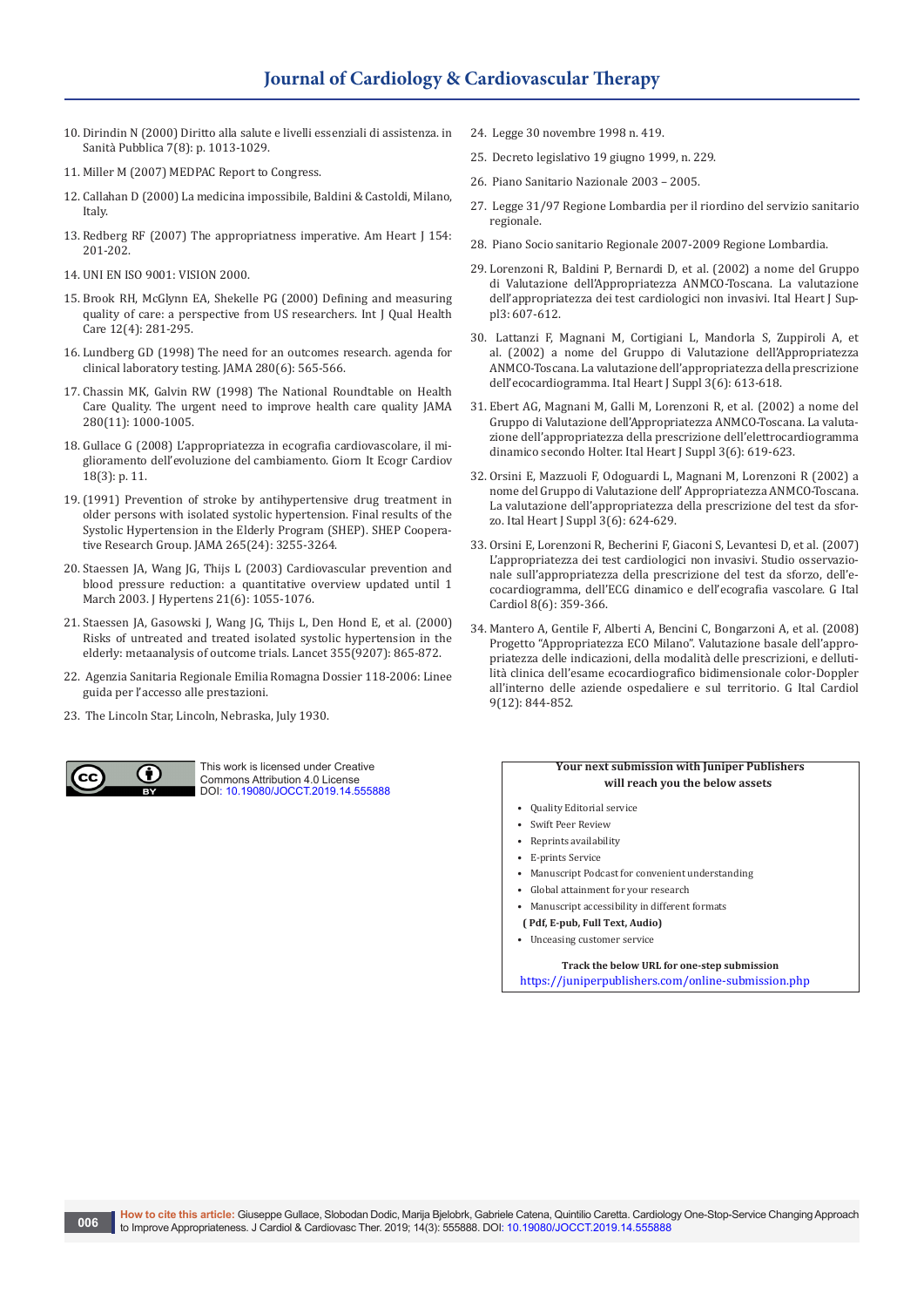10. Dirindin N (2000) Diritto alla salute e livelli essenziali di assistenza. in Sanità Pubblica 7(8): p. 1013-1029.

11. Miller M (2007) MEDPAC Report to Congress.

12. Callahan D (2000) La medicina impossibile, Baldini & Castoldi, Milano, Italy.

13. Redberg RF (2007) The appropriatness imperative. Am Heart J 154: 201-202.

14. UNI EN ISO 9001: VISION 2000.

15. Brook RH, McGlynn EA, Shekelle PG (2000) Defining and measuring quality of care: a perspective from US researchers. Int J Qual Health Care 12(4): 281-295.

16. Lundberg GD (1998) The need for an outcomes research. agenda for clinical laboratory testing. JAMA 280(6): 565-566.

17. Chassin MK, Galvin RW (1998) The National Roundtable on Health Care Quality. The urgent need to improve health care quality JAMA 280(11): 1000-1005.

18. Gullace G (2008) L'appropriatezza in ecografia cardiovascolare, il miglioramento dell'evoluzione del cambiamento. Giorn It Ecogr Cardiov 18(3): p. 11.

19. (1991) Prevention of stroke by antihypertensive drug treatment in older persons with isolated systolic hypertension. Final results of the Systolic Hypertension in the Elderly Program (SHEP). SHEP Cooperative Research Group. JAMA 265(24): 3255-3264.

20. Staessen JA, Wang JG, Thijs L (2003) Cardiovascular prevention and blood pressure reduction: a quantitative overview updated until 1 March 2003. J Hypertens 21(6): 1055-1076.

21. Staessen JA, Gasowski J, Wang JG, Thijs L, Den Hond E, et al. (2000) Risks of untreated and treated isolated systolic hypertension in the elderly: metaanalysis of outcome trials. Lancet 355(9207): 865-872.

22. Agenzia Sanitaria Regionale Emilia Romagna Dossier 118-2006: Linee guida per l'accesso alle prestazioni.

23. The Lincoln Star, Lincoln, Nebraska, July 1930.

24. Legge 30 novembre 1998 n. 419.

25. Decreto legislativo 19 giugno 1999, n. 229.

26. Piano Sanitario Nazionale 2003 – 2005.

27. Legge 31/97 Regione Lombardia per il riordino del servizio sanitario regionale.

28. Piano Socio sanitario Regionale 2007-2009 Regione Lombardia.

29. Lorenzoni R, Baldini P, Bernardi D, et al. (2002) a nome del Gruppo di Valutazione dell'Appropriatezza ANMCO-Toscana. La valutazione dell'appropriatezza dei test cardiologici non invasivi. Ital Heart J Suppl3: 607-612.

30. Lattanzi F, Magnani M, Cortigiani L, Mandorla S, Zuppiroli A, et al. (2002) a nome del Gruppo di Valutazione dell'Appropriatezza ANMCO-Toscana. La valutazione dell'appropriatezza della prescrizione dell'ecocardiogramma. Ital Heart J Suppl 3(6): 613-618.

31. Ebert AG, Magnani M, Galli M, Lorenzoni R, et al. (2002) a nome del Gruppo di Valutazione dell'Appropriatezza ANMCO-Toscana. La valutazione dell'appropriatezza della prescrizione dell'elettrocardiogramma dinamico secondo Holter. Ital Heart J Suppl 3(6): 619-623.

32. Orsini E, Mazzuoli F, Odoguardi L, Magnani M, Lorenzoni R (2002) a nome del Gruppo di Valutazione dell' Appropriatezza ANMCO-Toscana. La valutazione dell'appropriatezza della prescrizione del test da sforzo. Ital Heart J Suppl 3(6): 624-629.

33. Orsini E, Lorenzoni R, Becherini F, Giaconi S, Levantesi D, et al. (2007) L'appropriatezza dei test cardiologici non invasivi. Studio osservazionale sull'appropriatezza della prescrizione del test da sforzo, dell'ecocardiogramma, dell'ECG dinamico e dell'ecografia vascolare. G Ital Cardiol 8(6): 359-366.

34. Mantero A, Gentile F, Alberti A, Bencini C, Bongarzoni A, et al. (2008) Progetto "Appropriatezza ECO Milano". Valutazione basale dell'appropriatezza delle indicazioni, della modalità delle prescrizioni, e dell'utilità clinica dell'esame ecocardiografico bidimensionale color-Doppler all'interno delle aziende ospedaliere e sul territorio. G Ital Cardiol 9(12): 844-852.

This work is licensed under Creative Commons Attribution 4.0 License
DOI: 10.19080/JOCCT.2019.14.555888

**Your next submission with Juniper Publishers will reach you the below assets**

- Quality Editorial service
- Swift Peer Review
- Reprints availability
- E-prints Service
- Manuscript Podcast for convenient understanding
- Global attainment for your research
- Manuscript accessibility in different formats
  **( Pdf, E-pub, Full Text, Audio)**
- Unceasing customer service

**Track the below URL for one-step submission**
https://juniperpublishers.com/online-submission.php

**How to cite this article:** Giuseppe Gullace, Slobodan Dodic, Marija Bjelobrk, Gabriele Catena, Quintilio Caretta. Cardiology One-Stop-Service Changing Approach to Improve Appropriateness. J Cardiol & Cardiovasc Ther. 2019; 14(3): 555888. DOI: 10.19080/JOCCT.2019.14.555888